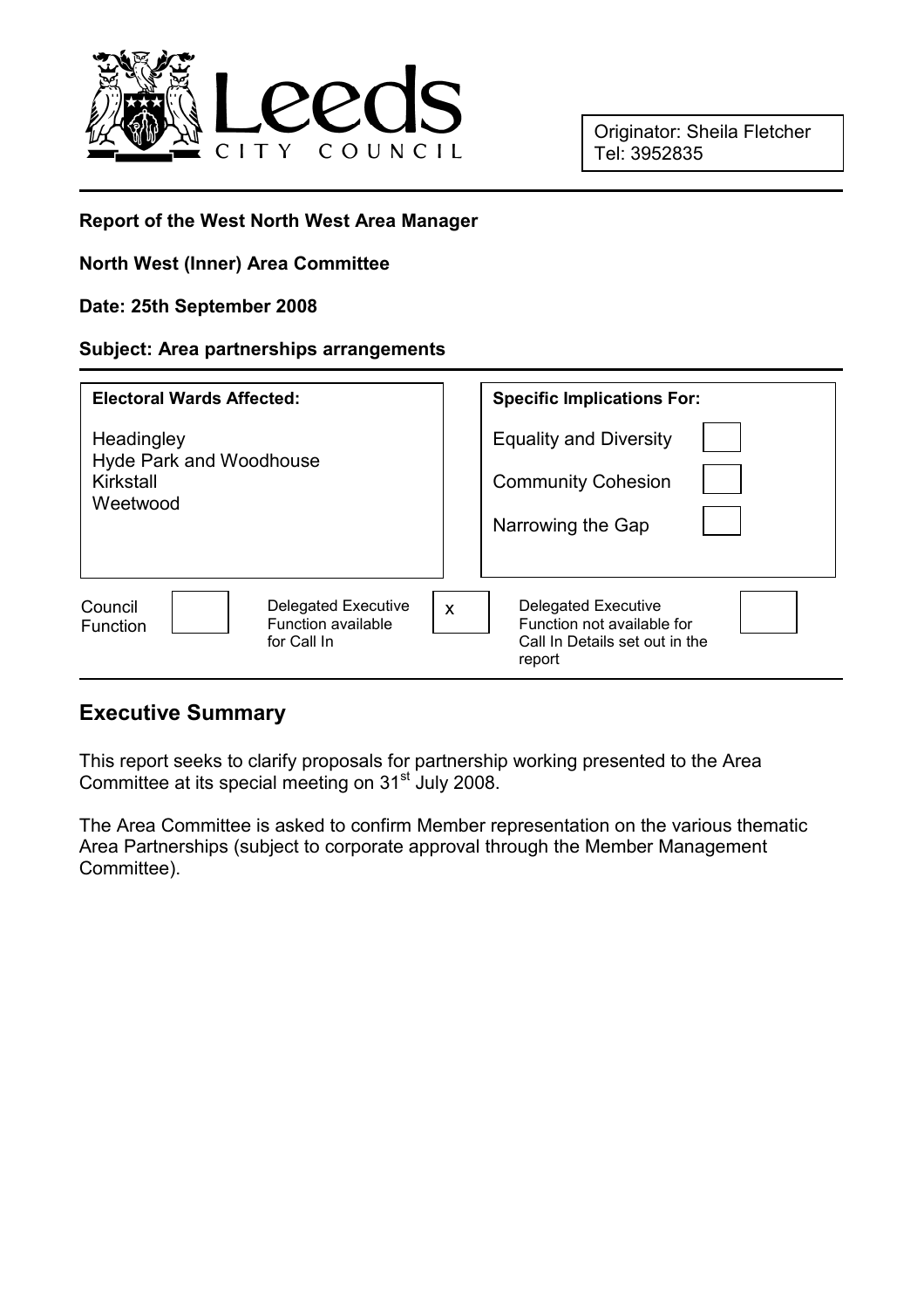Leeds CITY COUNCIL

Originator: Sheila Fletcher
Tel: 3952835

**Report of the West North West Area Manager**

**North West (Inner) Area Committee**

**Date: 25th September 2008**

**Subject: Area partnerships arrangements**

| **Electoral Wards Affected:** | **Specific Implications For:** | |
|---|---|---|
| Headingley<br>Hyde Park and Woodhouse<br>Kirkstall<br>Weetwood | Equality and Diversity | |
| | Community Cohesion | |
| | Narrowing the Gap | |

| Council Function | | Delegated Executive Function available for Call In | x | Delegated Executive Function not available for Call In Details set out in the report | |
|---|---|---|---|---|---|

## Executive Summary

This report seeks to clarify proposals for partnership working presented to the Area Committee at its special meeting on 31st July 2008.

The Area Committee is asked to confirm Member representation on the various thematic Area Partnerships (subject to corporate approval through the Member Management Committee).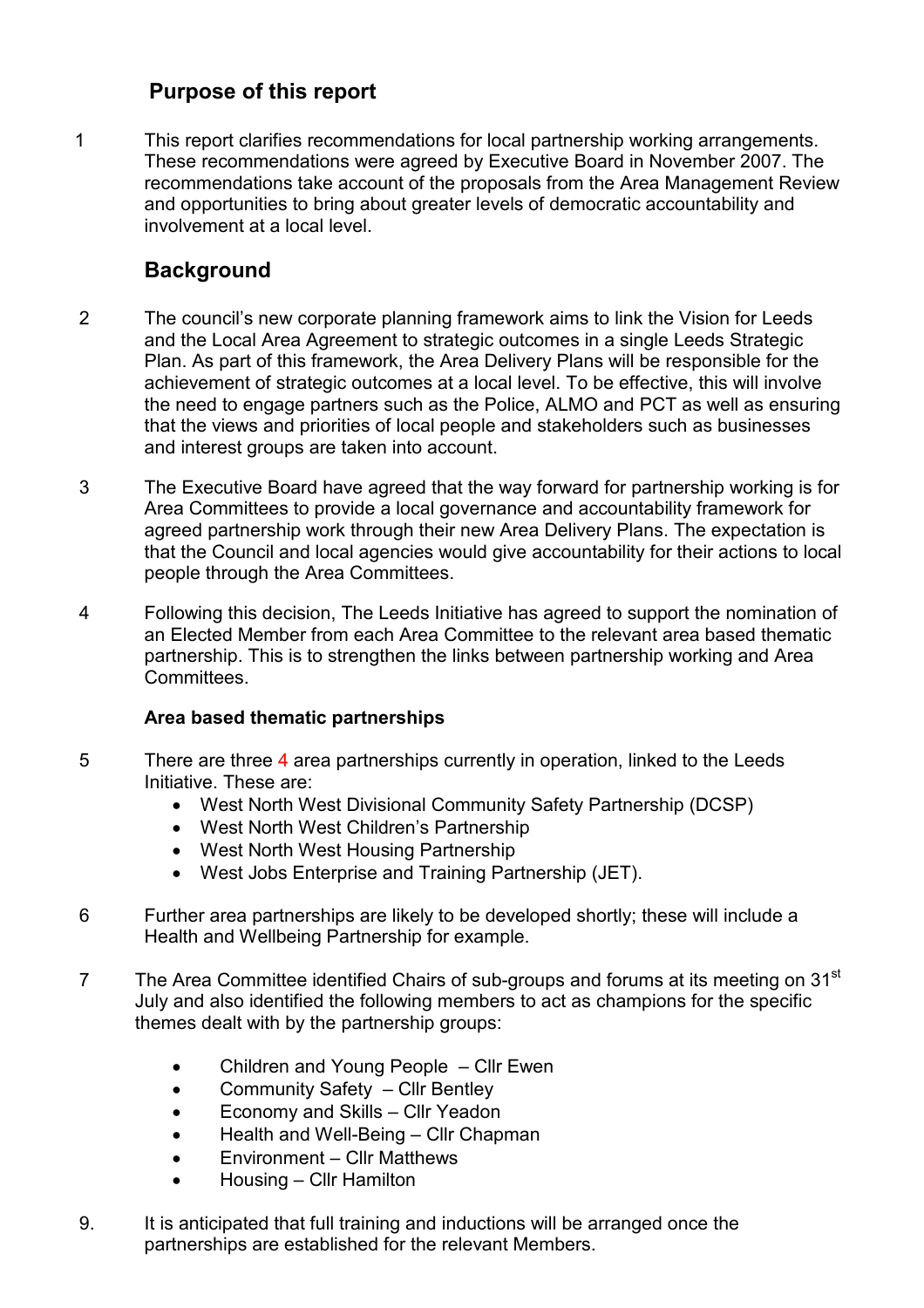## Purpose of this report

1 This report clarifies recommendations for local partnership working arrangements. These recommendations were agreed by Executive Board in November 2007. The recommendations take account of the proposals from the Area Management Review and opportunities to bring about greater levels of democratic accountability and involvement at a local level.

## Background

2 The council's new corporate planning framework aims to link the Vision for Leeds and the Local Area Agreement to strategic outcomes in a single Leeds Strategic Plan. As part of this framework, the Area Delivery Plans will be responsible for the achievement of strategic outcomes at a local level. To be effective, this will involve the need to engage partners such as the Police, ALMO and PCT as well as ensuring that the views and priorities of local people and stakeholders such as businesses and interest groups are taken into account.

3 The Executive Board have agreed that the way forward for partnership working is for Area Committees to provide a local governance and accountability framework for agreed partnership work through their new Area Delivery Plans. The expectation is that the Council and local agencies would give accountability for their actions to local people through the Area Committees.

4 Following this decision, The Leeds Initiative has agreed to support the nomination of an Elected Member from each Area Committee to the relevant area based thematic partnership. This is to strengthen the links between partnership working and Area Committees.

**Area based thematic partnerships**

5 There are three 4 area partnerships currently in operation, linked to the Leeds Initiative. These are:

- West North West Divisional Community Safety Partnership (DCSP)
- West North West Children's Partnership
- West North West Housing Partnership
- West Jobs Enterprise and Training Partnership (JET).

6 Further area partnerships are likely to be developed shortly; these will include a Health and Wellbeing Partnership for example.

7 The Area Committee identified Chairs of sub-groups and forums at its meeting on 31st July and also identified the following members to act as champions for the specific themes dealt with by the partnership groups:

- Children and Young People – Cllr Ewen
- Community Safety – Cllr Bentley
- Economy and Skills – Cllr Yeadon
- Health and Well-Being – Cllr Chapman
- Environment – Cllr Matthews
- Housing – Cllr Hamilton

9. It is anticipated that full training and inductions will be arranged once the partnerships are established for the relevant Members.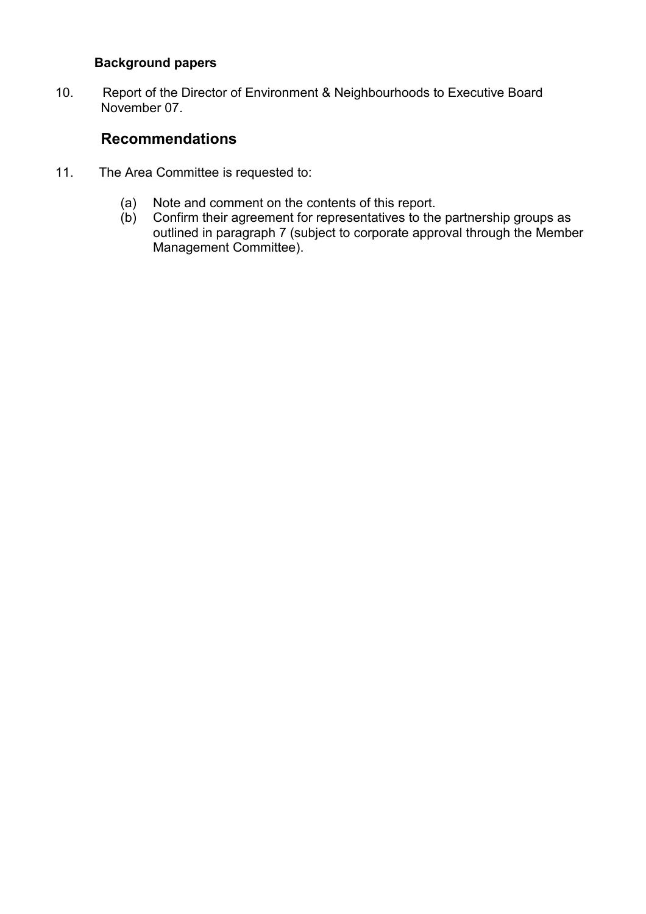**Background papers**

10. Report of the Director of Environment & Neighbourhoods to Executive Board November 07.

## Recommendations

11. The Area Committee is requested to:

    (a) Note and comment on the contents of this report.
    (b) Confirm their agreement for representatives to the partnership groups as outlined in paragraph 7 (subject to corporate approval through the Member Management Committee).